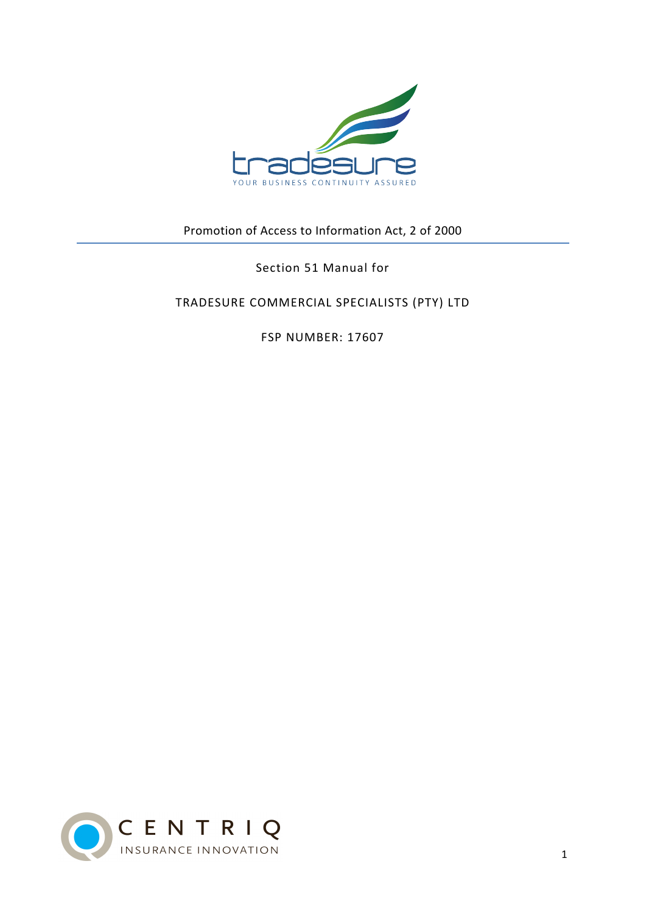tradesure

YOUR BUSINESS CONTINUITY ASSURED

Promotion of Access to Information Act, 2 of 2000

Section 51 Manual for

TRADESURE COMMERCIAL SPECIALISTS (PTY) LTD

FSP NUMBER: 17607

CENTRIQ

INSURANCE INNOVATION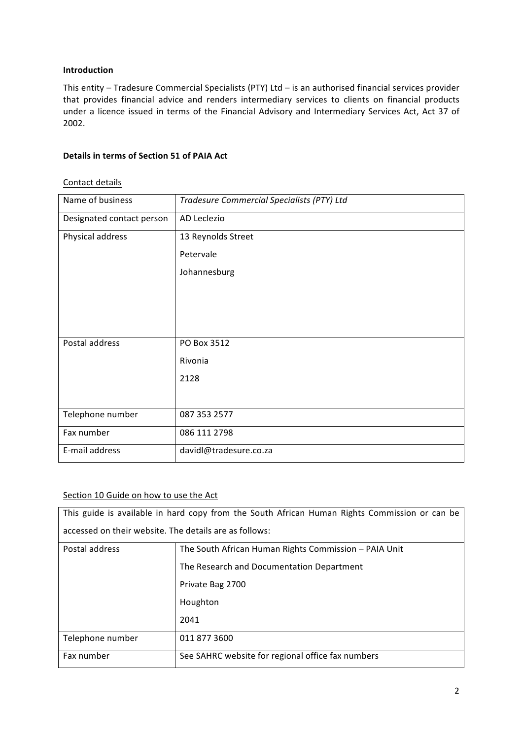**Introduction**

This entity – Tradesure Commercial Specialists (PTY) Ltd – is an authorised financial services provider that provides financial advice and renders intermediary services to clients on financial products under a licence issued in terms of the Financial Advisory and Intermediary Services Act, Act 37 of 2002.

**Details in terms of Section 51 of PAIA Act**

Contact details

| | |
|---|---|
| Name of business | *Tradesure Commercial Specialists (PTY) Ltd* |
| Designated contact person | AD Leclezio |
| Physical address | 13 Reynolds Street<br>Petervale<br>Johannesburg |
| Postal address | PO Box 3512<br>Rivonia<br>2128 |
| Telephone number | 087 353 2577 |
| Fax number | 086 111 2798 |
| E-mail address | davidl@tradesure.co.za |

Section 10 Guide on how to use the Act

| This guide is available in hard copy from the South African Human Rights Commission or can be accessed on their website. The details are as follows: | |
|---|---|
| Postal address | The South African Human Rights Commission – PAIA Unit<br>The Research and Documentation Department<br>Private Bag 2700<br>Houghton<br>2041 |
| Telephone number | 011 877 3600 |
| Fax number | See SAHRC website for regional office fax numbers |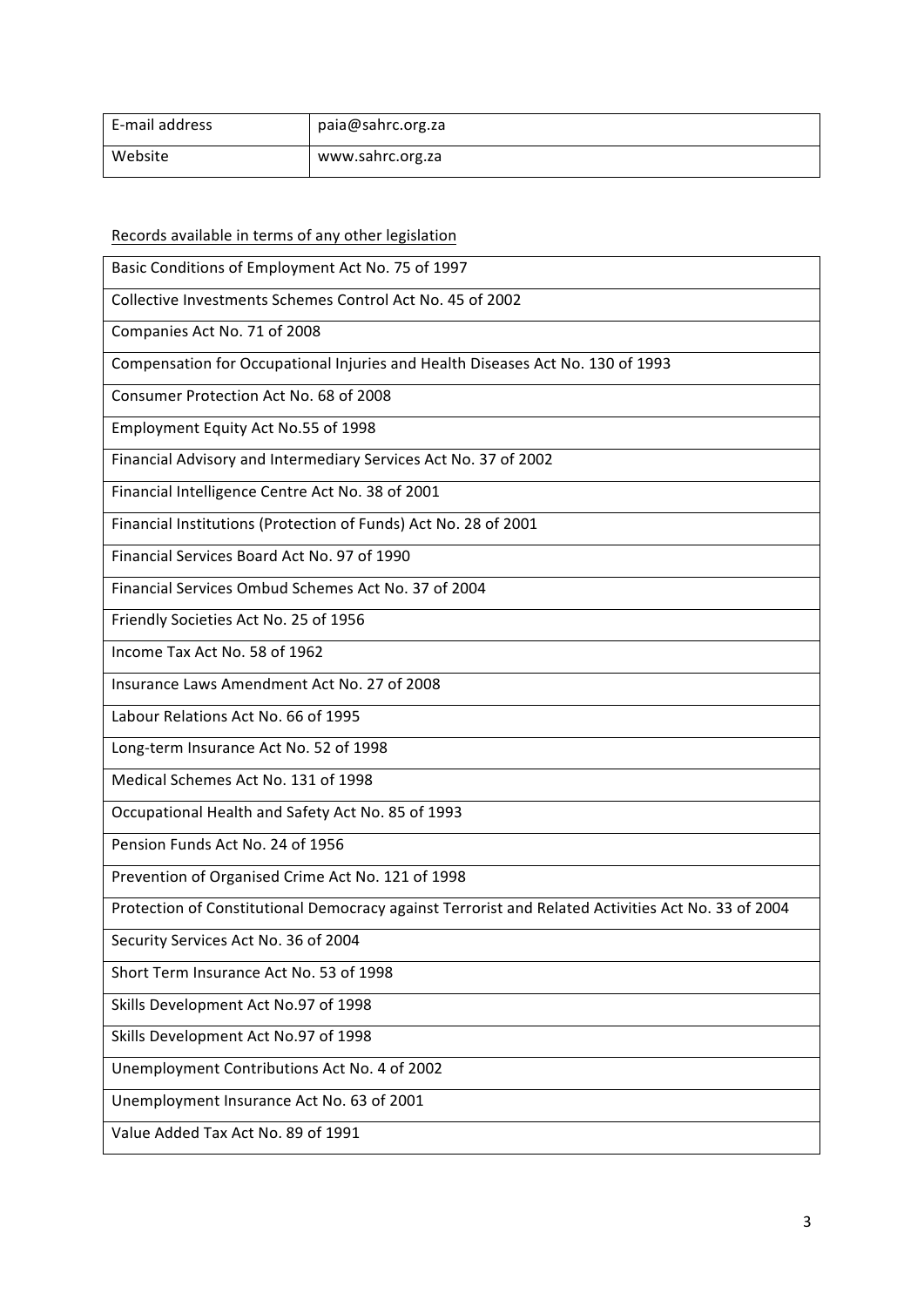| E-mail address | paia@sahrc.org.za |
| --- | --- |
| Website | www.sahrc.org.za |

Records available in terms of any other legislation

| Basic Conditions of Employment Act No. 75 of 1997 |
| --- |
| Collective Investments Schemes Control Act No. 45 of 2002 |
| Companies Act No. 71 of 2008 |
| Compensation for Occupational Injuries and Health Diseases Act No. 130 of 1993 |
| Consumer Protection Act No. 68 of 2008 |
| Employment Equity Act No.55 of 1998 |
| Financial Advisory and Intermediary Services Act No. 37 of 2002 |
| Financial Intelligence Centre Act No. 38 of 2001 |
| Financial Institutions (Protection of Funds) Act No. 28 of 2001 |
| Financial Services Board Act No. 97 of 1990 |
| Financial Services Ombud Schemes Act No. 37 of 2004 |
| Friendly Societies Act No. 25 of 1956 |
| Income Tax Act No. 58 of 1962 |
| Insurance Laws Amendment Act No. 27 of 2008 |
| Labour Relations Act No. 66 of 1995 |
| Long-term Insurance Act No. 52 of 1998 |
| Medical Schemes Act No. 131 of 1998 |
| Occupational Health and Safety Act No. 85 of 1993 |
| Pension Funds Act No. 24 of 1956 |
| Prevention of Organised Crime Act No. 121 of 1998 |
| Protection of Constitutional Democracy against Terrorist and Related Activities Act No. 33 of 2004 |
| Security Services Act No. 36 of 2004 |
| Short Term Insurance Act No. 53 of 1998 |
| Skills Development Act No.97 of 1998 |
| Skills Development Act No.97 of 1998 |
| Unemployment Contributions Act No. 4 of 2002 |
| Unemployment Insurance Act No. 63 of 2001 |
| Value Added Tax Act No. 89 of 1991 |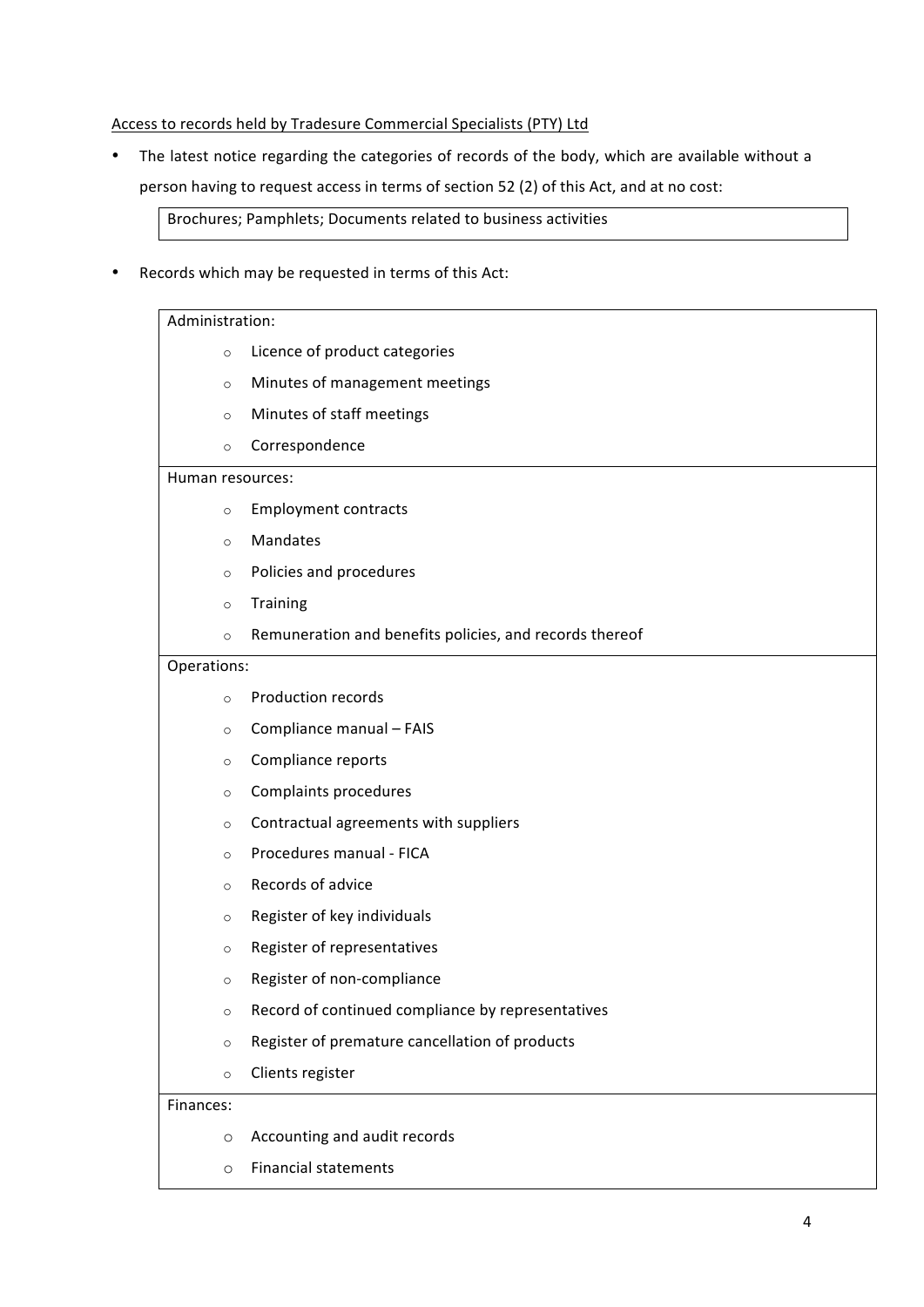<u>Access to records held by Tradesure Commercial Specialists (PTY) Ltd</u>

- The latest notice regarding the categories of records of the body, which are available without a person having to request access in terms of section 52 (2) of this Act, and at no cost:

| Brochures; Pamphlets; Documents related to business activities |
|---|

- Records which may be requested in terms of this Act:

| |
|---|
| Administration:<br>◦ Licence of product categories<br>◦ Minutes of management meetings<br>◦ Minutes of staff meetings<br>◦ Correspondence |
| Human resources:<br>◦ Employment contracts<br>◦ Mandates<br>◦ Policies and procedures<br>◦ Training<br>◦ Remuneration and benefits policies, and records thereof |
| Operations:<br>◦ Production records<br>◦ Compliance manual – FAIS<br>◦ Compliance reports<br>◦ Complaints procedures<br>◦ Contractual agreements with suppliers<br>◦ Procedures manual - FICA<br>◦ Records of advice<br>◦ Register of key individuals<br>◦ Register of representatives<br>◦ Register of non-compliance<br>◦ Record of continued compliance by representatives<br>◦ Register of premature cancellation of products<br>◦ Clients register |
| Finances:<br>◦ Accounting and audit records<br>◦ Financial statements |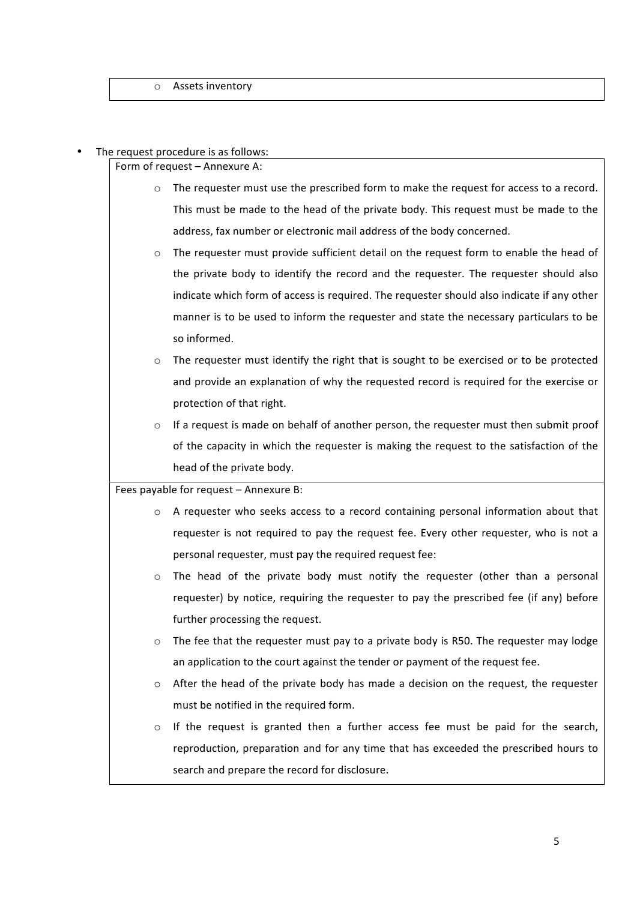- Assets inventory

- The request procedure is as follows:

Form of request – Annexure A:

- The requester must use the prescribed form to make the request for access to a record. This must be made to the head of the private body. This request must be made to the address, fax number or electronic mail address of the body concerned.
- The requester must provide sufficient detail on the request form to enable the head of the private body to identify the record and the requester. The requester should also indicate which form of access is required. The requester should also indicate if any other manner is to be used to inform the requester and state the necessary particulars to be so informed.
- The requester must identify the right that is sought to be exercised or to be protected and provide an explanation of why the requested record is required for the exercise or protection of that right.
- If a request is made on behalf of another person, the requester must then submit proof of the capacity in which the requester is making the request to the satisfaction of the head of the private body.

Fees payable for request – Annexure B:

- A requester who seeks access to a record containing personal information about that requester is not required to pay the request fee. Every other requester, who is not a personal requester, must pay the required request fee:
- The head of the private body must notify the requester (other than a personal requester) by notice, requiring the requester to pay the prescribed fee (if any) before further processing the request.
- The fee that the requester must pay to a private body is R50. The requester may lodge an application to the court against the tender or payment of the request fee.
- After the head of the private body has made a decision on the request, the requester must be notified in the required form.
- If the request is granted then a further access fee must be paid for the search, reproduction, preparation and for any time that has exceeded the prescribed hours to search and prepare the record for disclosure.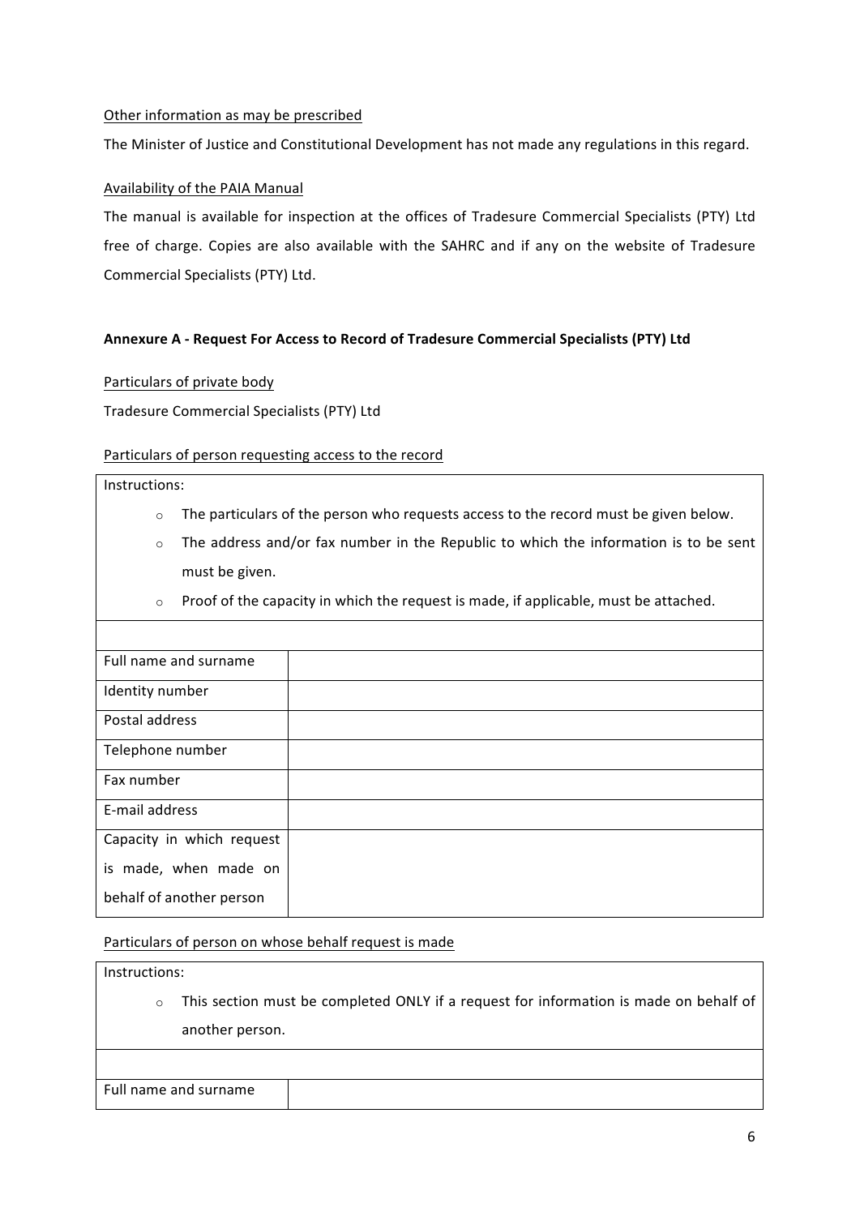Other information as may be prescribed

The Minister of Justice and Constitutional Development has not made any regulations in this regard.

Availability of the PAIA Manual

The manual is available for inspection at the offices of Tradesure Commercial Specialists (PTY) Ltd free of charge. Copies are also available with the SAHRC and if any on the website of Tradesure Commercial Specialists (PTY) Ltd.

**Annexure A - Request For Access to Record of Tradesure Commercial Specialists (PTY) Ltd**

Particulars of private body

Tradesure Commercial Specialists (PTY) Ltd

Particulars of person requesting access to the record

Instructions:

- The particulars of the person who requests access to the record must be given below.
- The address and/or fax number in the Republic to which the information is to be sent must be given.
- Proof of the capacity in which the request is made, if applicable, must be attached.

| | |
|---|---|
| Full name and surname | |
| Identity number | |
| Postal address | |
| Telephone number | |
| Fax number | |
| E-mail address | |
| Capacity in which request is made, when made on behalf of another person | |

Particulars of person on whose behalf request is made

Instructions:

- This section must be completed ONLY if a request for information is made on behalf of another person.

| | |
|---|---|
| Full name and surname | |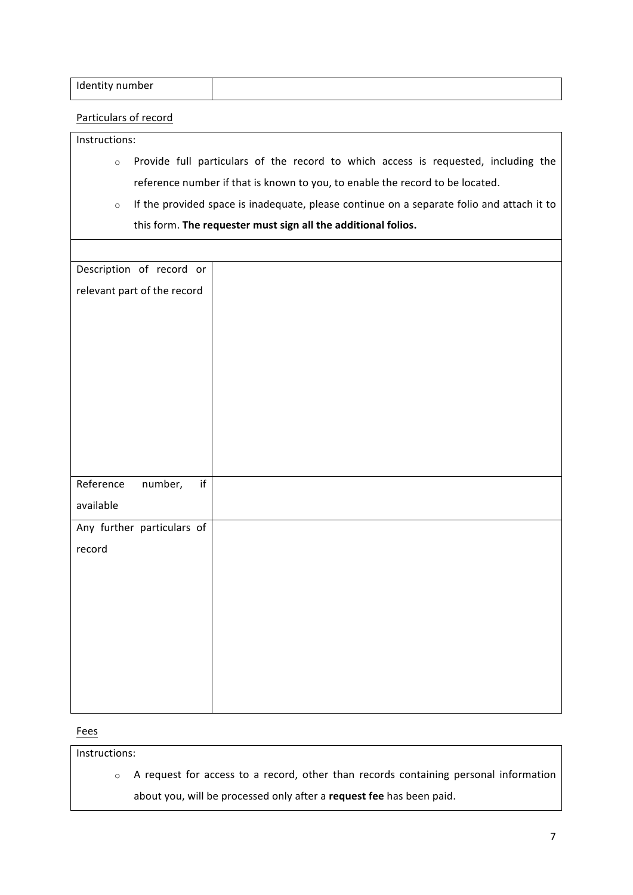| Identity number | |
|---|---|

Particulars of record

Instructions:

- Provide full particulars of the record to which access is requested, including the reference number if that is known to you, to enable the record to be located.
- If the provided space is inadequate, please continue on a separate folio and attach it to this form. **The requester must sign all the additional folios.**

| | |
|---|---|
| Description of record or relevant part of the record | |
| Reference number, if available | |
| Any further particulars of record | |

Fees

Instructions:

- A request for access to a record, other than records containing personal information about you, will be processed only after a **request fee** has been paid.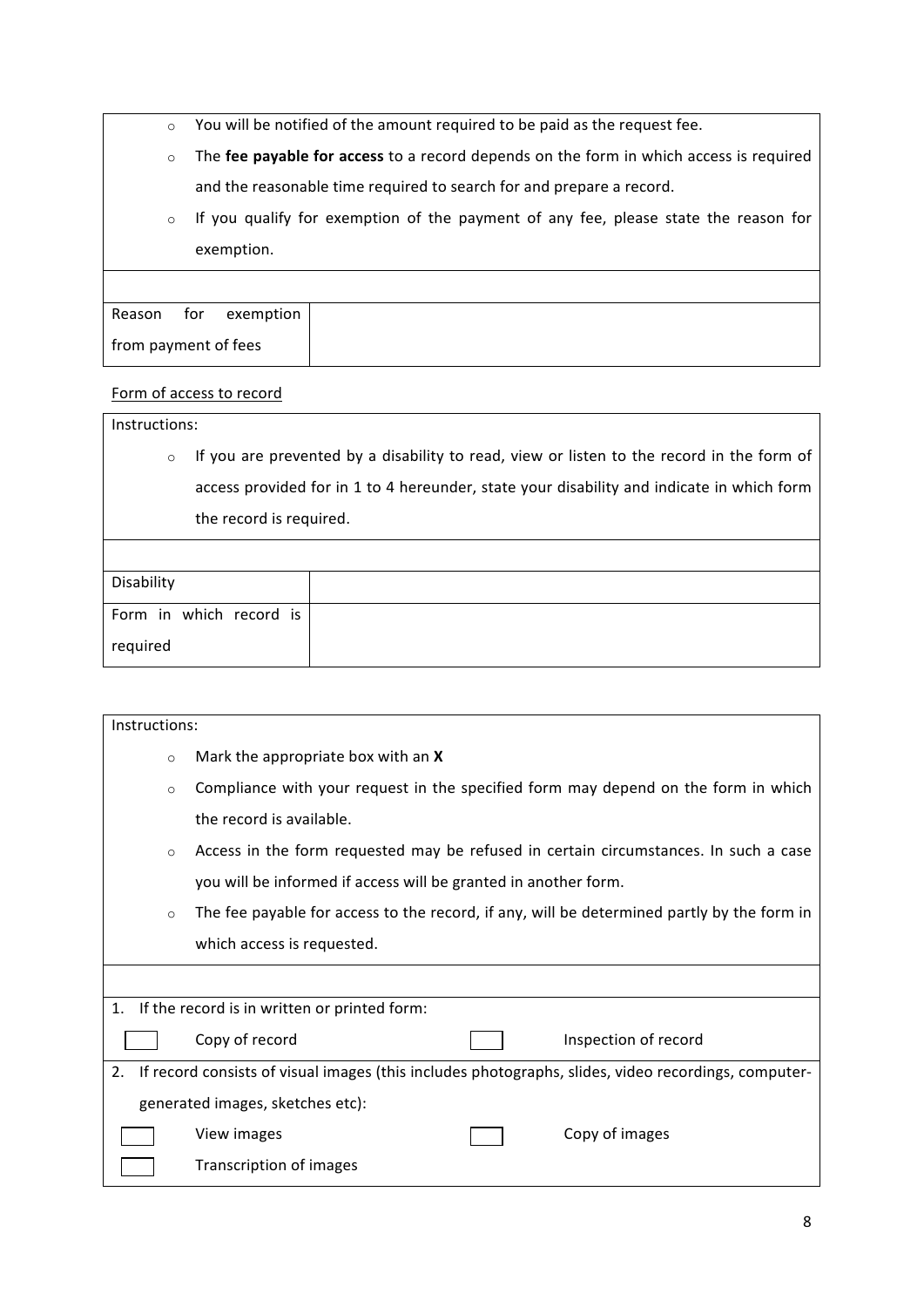- You will be notified of the amount required to be paid as the request fee.
- The **fee payable for access** to a record depends on the form in which access is required and the reasonable time required to search for and prepare a record.
- If you qualify for exemption of the payment of any fee, please state the reason for exemption.

| Reason for exemption from payment of fees | |
|---|---|

Form of access to record

Instructions:

- If you are prevented by a disability to read, view or listen to the record in the form of access provided for in 1 to 4 hereunder, state your disability and indicate in which form the record is required.

| Disability | |
|---|---|
| Form in which record is required | |

Instructions:

- Mark the appropriate box with an **X**
- Compliance with your request in the specified form may depend on the form in which the record is available.
- Access in the form requested may be refused in certain circumstances. In such a case you will be informed if access will be granted in another form.
- The fee payable for access to the record, if any, will be determined partly by the form in which access is requested.

1. If the record is in written or printed form:

☐ Copy of record ☐ Inspection of record

2. If record consists of visual images (this includes photographs, slides, video recordings, computer-generated images, sketches etc):

☐ View images ☐ Copy of images

☐ Transcription of images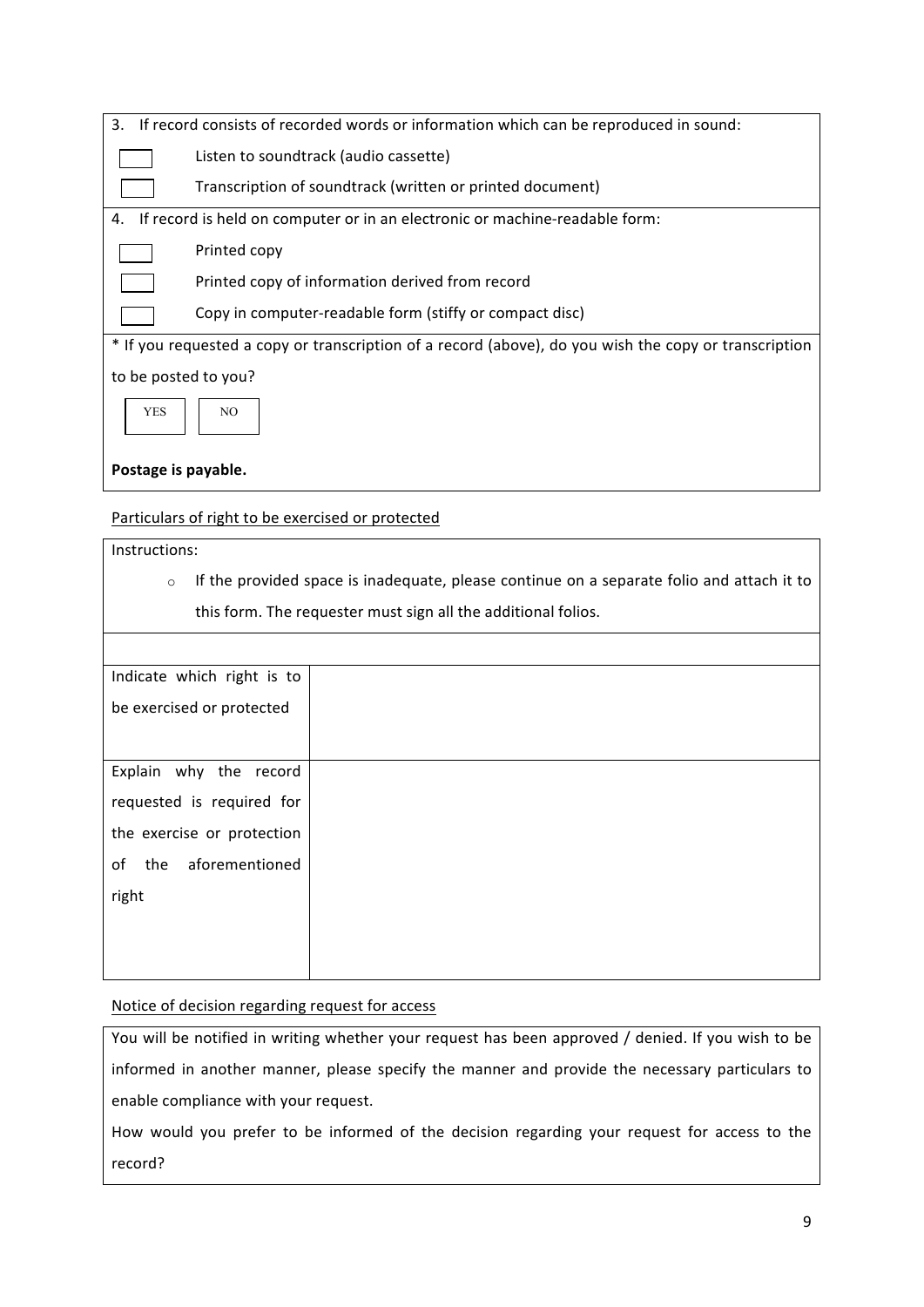3. If record consists of recorded words or information which can be reproduced in sound:

- [ ] Listen to soundtrack (audio cassette)
- [ ] Transcription of soundtrack (written or printed document)

4. If record is held on computer or in an electronic or machine-readable form:

- [ ] Printed copy
- [ ] Printed copy of information derived from record
- [ ] Copy in computer-readable form (stiffy or compact disc)

* If you requested a copy or transcription of a record (above), do you wish the copy or transcription to be posted to you?

- [ ] YES
- [ ] NO

**Postage is payable.**

Particulars of right to be exercised or protected

Instructions:

- If the provided space is inadequate, please continue on a separate folio and attach it to this form. The requester must sign all the additional folios.

| | |
|---|---|
| Indicate which right is to be exercised or protected | |
| Explain why the record requested is required for the exercise or protection of the aforementioned right | |

Notice of decision regarding request for access

You will be notified in writing whether your request has been approved / denied. If you wish to be informed in another manner, please specify the manner and provide the necessary particulars to enable compliance with your request.

How would you prefer to be informed of the decision regarding your request for access to the record?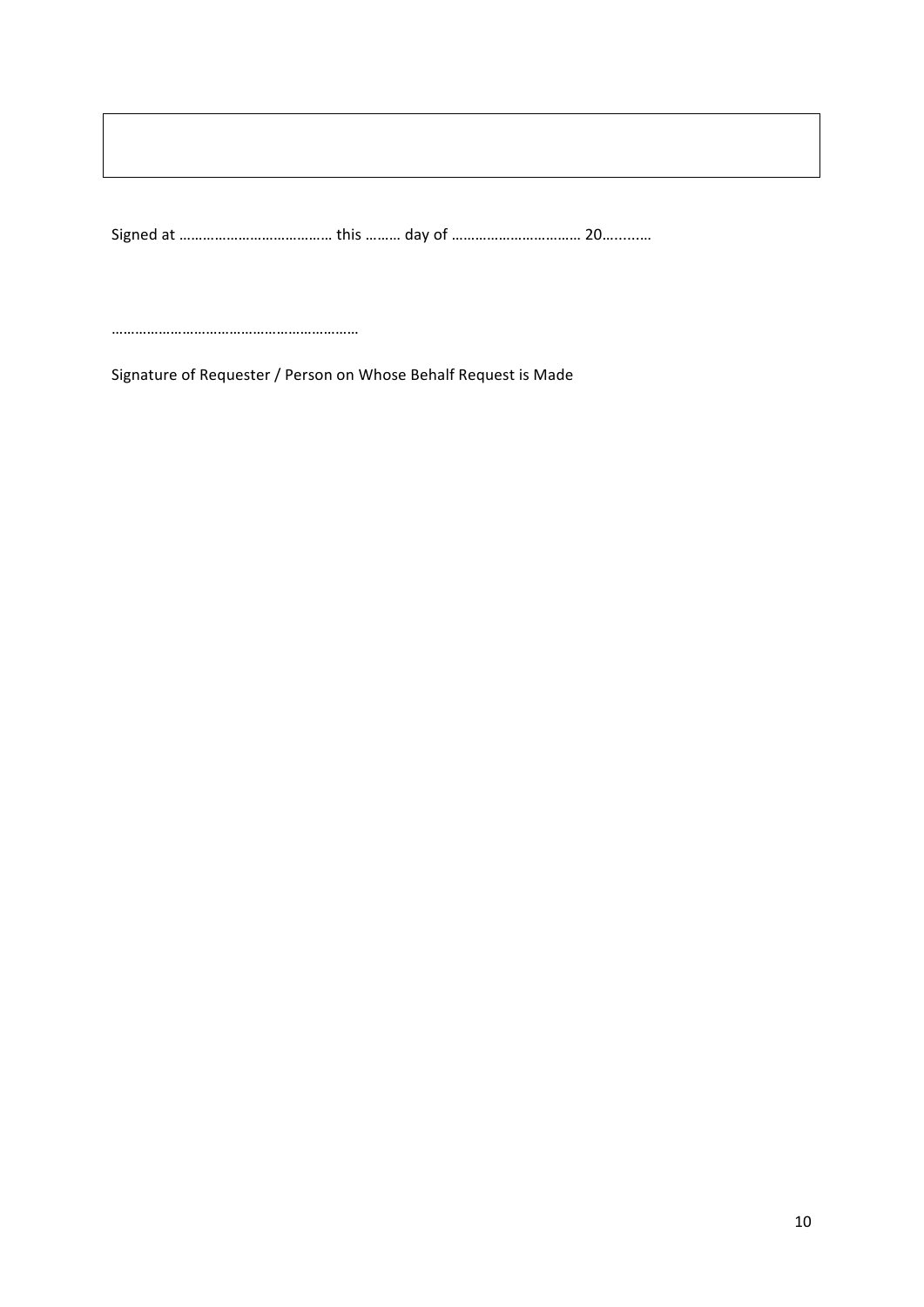|  |
| --- |
|  |

Signed at ………………………………… this ……… day of …………………………… 20….…….

……………………………………………………

Signature of Requester / Person on Whose Behalf Request is Made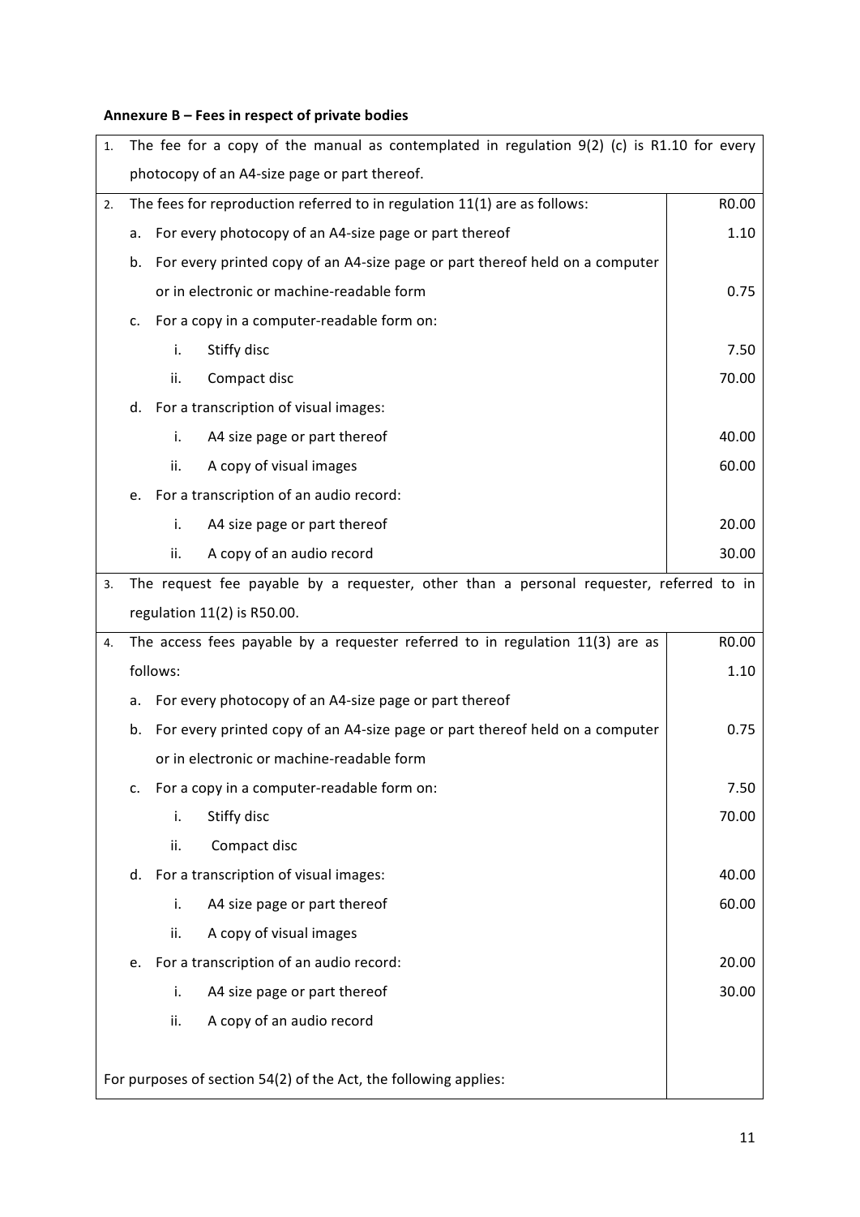**Annexure B – Fees in respect of private bodies**

| | |
|---|---|
| 1. The fee for a copy of the manual as contemplated in regulation 9(2) (c) is R1.10 for every photocopy of an A4-size page or part thereof. | |
| 2. The fees for reproduction referred to in regulation 11(1) are as follows: | R0.00 |
| a. For every photocopy of an A4-size page or part thereof | 1.10 |
| b. For every printed copy of an A4-size page or part thereof held on a computer or in electronic or machine-readable form | 0.75 |
| c. For a copy in a computer-readable form on: | |
| i. Stiffy disc | 7.50 |
| ii. Compact disc | 70.00 |
| d. For a transcription of visual images: | |
| i. A4 size page or part thereof | 40.00 |
| ii. A copy of visual images | 60.00 |
| e. For a transcription of an audio record: | |
| i. A4 size page or part thereof | 20.00 |
| ii. A copy of an audio record | 30.00 |
| 3. The request fee payable by a requester, other than a personal requester, referred to in regulation 11(2) is R50.00. | |
| 4. The access fees payable by a requester referred to in regulation 11(3) are as | R0.00 |
| follows: | 1.10 |
| a. For every photocopy of an A4-size page or part thereof | |
| b. For every printed copy of an A4-size page or part thereof held on a computer | 0.75 |
| or in electronic or machine-readable form | |
| c. For a copy in a computer-readable form on: | 7.50 |
| i. Stiffy disc | 70.00 |
| ii. Compact disc | |
| d. For a transcription of visual images: | 40.00 |
| i. A4 size page or part thereof | 60.00 |
| ii. A copy of visual images | |
| e. For a transcription of an audio record: | 20.00 |
| i. A4 size page or part thereof | 30.00 |
| ii. A copy of an audio record | |
| For purposes of section 54(2) of the Act, the following applies: | |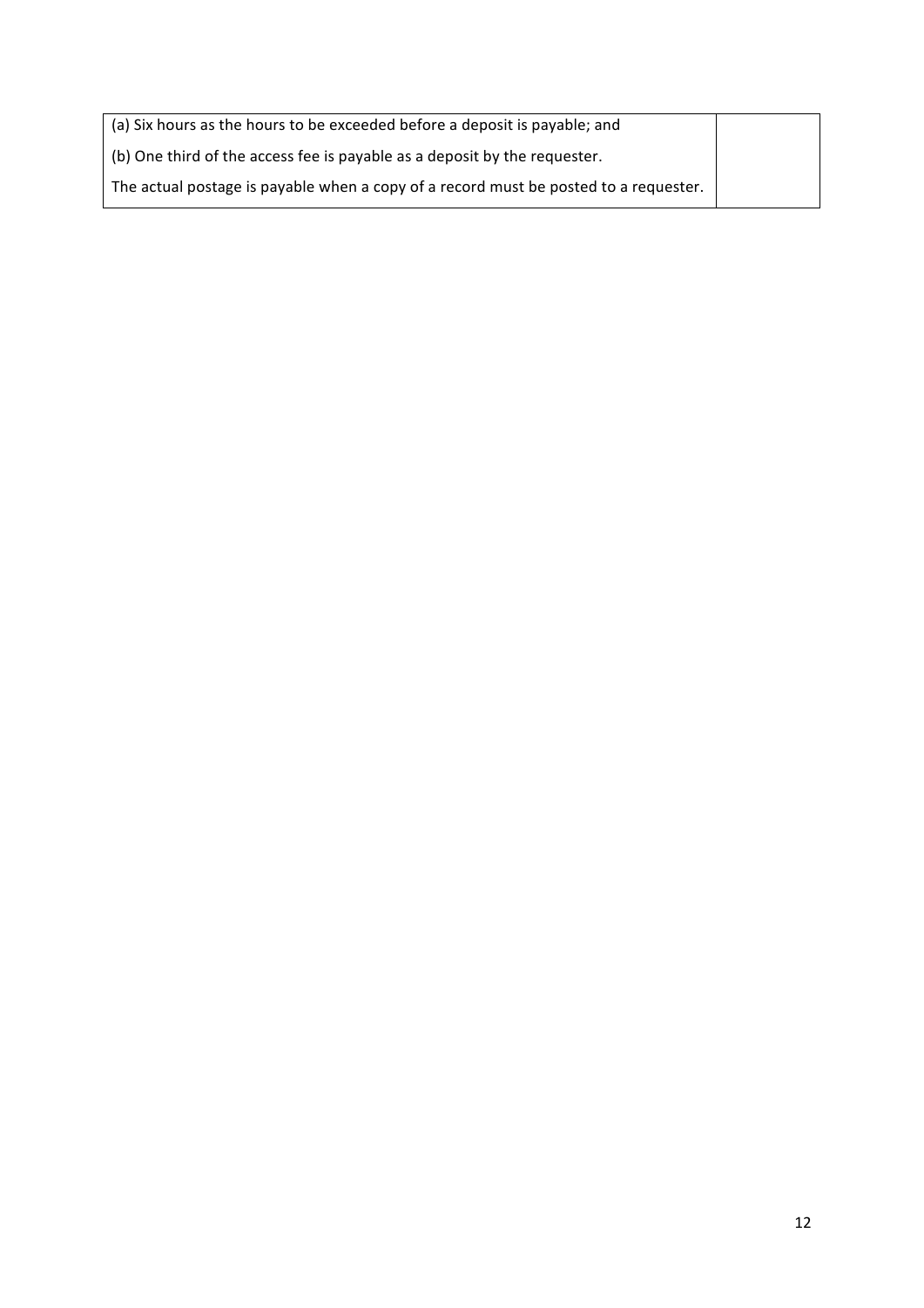| | |
|---|---|
| (a) Six hours as the hours to be exceeded before a deposit is payable; and<br>(b) One third of the access fee is payable as a deposit by the requester.<br>The actual postage is payable when a copy of a record must be posted to a requester. | |